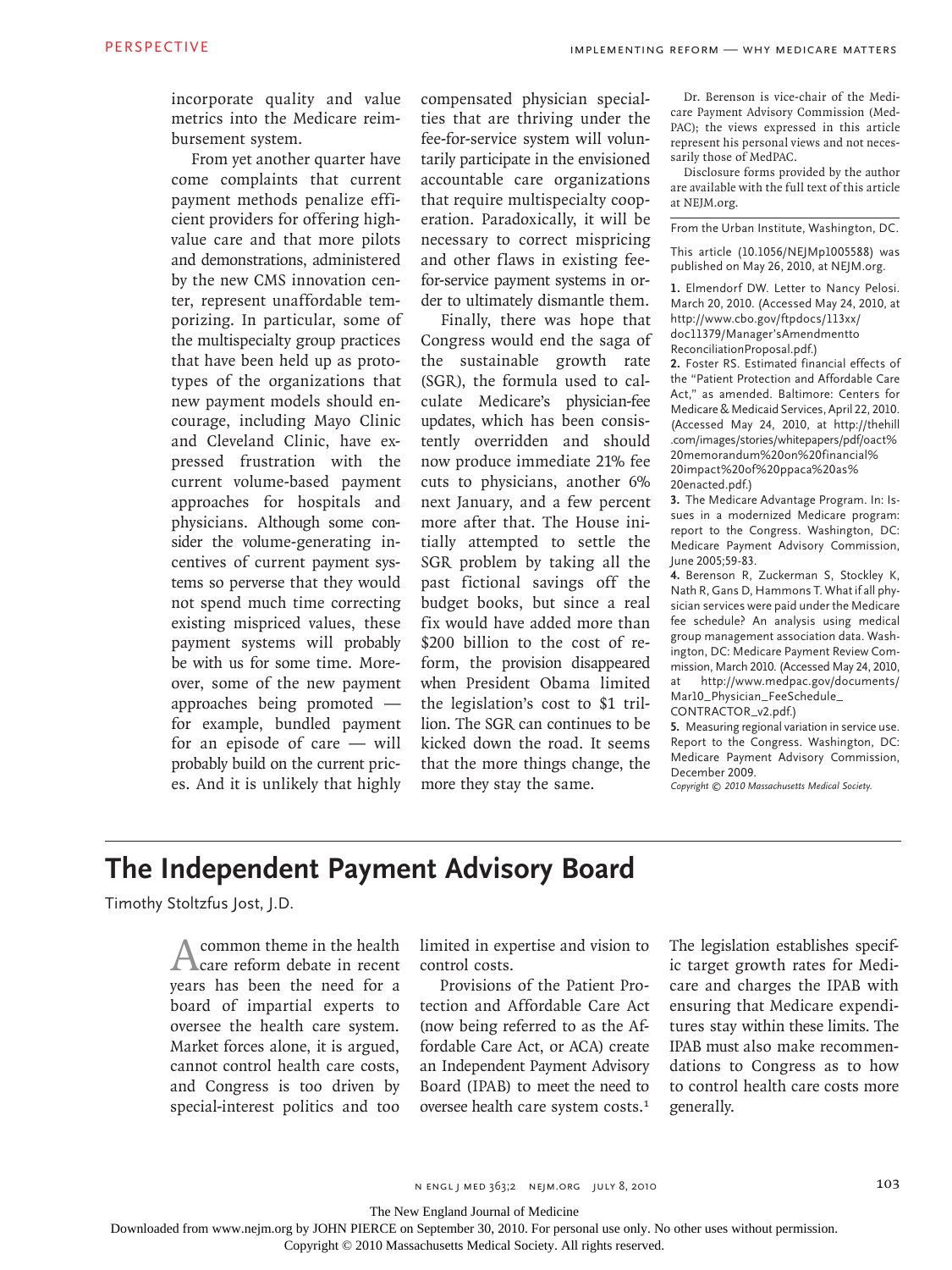incorporate quality and value metrics into the Medicare reimbursement system.

From yet another quarter have come complaints that current payment methods penalize efficient providers for offering high-value care and that more pilots and demonstrations, administered by the new CMS innovation center, represent unaffordable temporizing. In particular, some of the multispecialty group practices that have been held up as prototypes of the organizations that new payment models should encourage, including Mayo Clinic and Cleveland Clinic, have expressed frustration with the current volume-based payment approaches for hospitals and physicians. Although some consider the volume-generating incentives of current payment systems so perverse that they would not spend much time correcting existing mispriced values, these payment systems will probably be with us for some time. Moreover, some of the new payment approaches being promoted — for example, bundled payment for an episode of care — will probably build on the current prices. And it is unlikely that highly compensated physician specialties that are thriving under the fee-for-service system will voluntarily participate in the envisioned accountable care organizations that require multispecialty cooperation. Paradoxically, it will be necessary to correct mispricing and other flaws in existing fee-for-service payment systems in order to ultimately dismantle them.

Finally, there was hope that Congress would end the saga of the sustainable growth rate (SGR), the formula used to calculate Medicare's physician-fee updates, which has been consistently overridden and should now produce immediate 21% fee cuts to physicians, another 6% next January, and a few percent more after that. The House initially attempted to settle the SGR problem by taking all the past fictional savings off the budget books, but since a real fix would have added more than $200 billion to the cost of reform, the provision disappeared when President Obama limited the legislation's cost to $1 trillion. The SGR can continues to be kicked down the road. It seems that the more things change, the more they stay the same.

Dr. Berenson is vice-chair of the Medicare Payment Advisory Commission (MedPAC); the views expressed in this article represent his personal views and not necessarily those of MedPAC.

Disclosure forms provided by the author are available with the full text of this article at NEJM.org.

From the Urban Institute, Washington, DC.

This article (10.1056/NEJMp1005588) was published on May 26, 2010, at NEJM.org.

1. Elmendorf DW. Letter to Nancy Pelosi. March 20, 2010. (Accessed May 24, 2010, at http://www.cbo.gov/ftpdocs/113xx/doc11379/Manager'sAmendmenttoReconciliationProposal.pdf.)
2. Foster RS. Estimated financial effects of the "Patient Protection and Affordable Care Act," as amended. Baltimore: Centers for Medicare & Medicaid Services, April 22, 2010. (Accessed May 24, 2010, at http://thehill.com/images/stories/whitepapers/pdf/oact%20memorandum%20on%20financial%20impact%20of%20ppaca%20as%20enacted.pdf.)
3. The Medicare Advantage Program. In: Issues in a modernized Medicare program: report to the Congress. Washington, DC: Medicare Payment Advisory Commission, June 2005;59-83.
4. Berenson R, Zuckerman S, Stockley K, Nath R, Gans D, Hammons T. What if all physician services were paid under the Medicare fee schedule? An analysis using medical group management association data. Washington, DC: Medicare Payment Review Commission, March 2010. (Accessed May 24, 2010, at http://www.medpac.gov/documents/Mar10_Physician_FeeSchedule_CONTRACTOR_v2.pdf.)
5. Measuring regional variation in service use. Report to the Congress. Washington, DC: Medicare Payment Advisory Commission, December 2009.

*Copyright © 2010 Massachusetts Medical Society.*

# The Independent Payment Advisory Board

Timothy Stoltzfus Jost, J.D.

A common theme in the health care reform debate in recent years has been the need for a board of impartial experts to oversee the health care system. Market forces alone, it is argued, cannot control health care costs, and Congress is too driven by special-interest politics and too limited in expertise and vision to control costs.

Provisions of the Patient Protection and Affordable Care Act (now being referred to as the Affordable Care Act, or ACA) create an Independent Payment Advisory Board (IPAB) to meet the need to oversee health care system costs.[1] The legislation establishes specific target growth rates for Medicare and charges the IPAB with ensuring that Medicare expenditures stay within these limits. The IPAB must also make recommendations to Congress as to how to control health care costs more generally.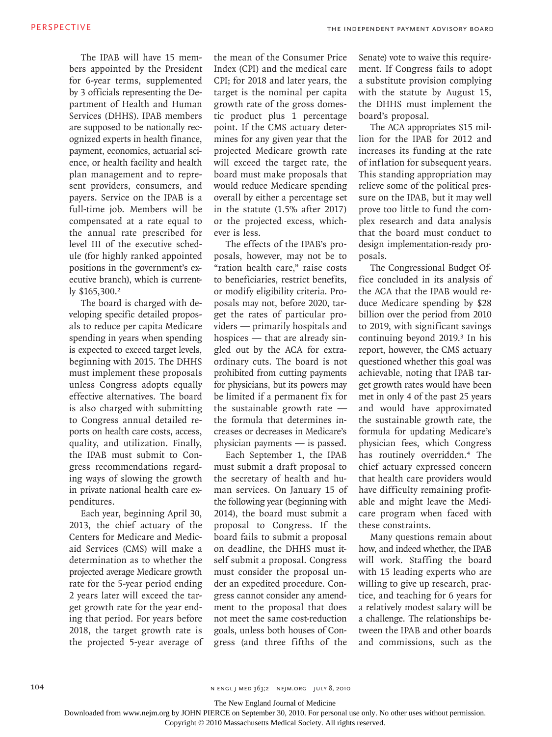The IPAB will have 15 members appointed by the President for 6-year terms, supplemented by 3 officials representing the Department of Health and Human Services (DHHS). IPAB members are supposed to be nationally recognized experts in health finance, payment, economics, actuarial science, or health facility and health plan management and to represent providers, consumers, and payers. Service on the IPAB is a full-time job. Members will be compensated at a rate equal to the annual rate prescribed for level III of the executive schedule (for highly ranked appointed positions in the government's executive branch), which is currently $165,300.[2]

The board is charged with developing specific detailed proposals to reduce per capita Medicare spending in years when spending is expected to exceed target levels, beginning with 2015. The DHHS must implement these proposals unless Congress adopts equally effective alternatives. The board is also charged with submitting to Congress annual detailed reports on health care costs, access, quality, and utilization. Finally, the IPAB must submit to Congress recommendations regarding ways of slowing the growth in private national health care expenditures.

Each year, beginning April 30, 2013, the chief actuary of the Centers for Medicare and Medicaid Services (CMS) will make a determination as to whether the projected average Medicare growth rate for the 5-year period ending 2 years later will exceed the target growth rate for the year ending that period. For years before 2018, the target growth rate is the projected 5-year average of the mean of the Consumer Price Index (CPI) and the medical care CPI; for 2018 and later years, the target is the nominal per capita growth rate of the gross domestic product plus 1 percentage point. If the CMS actuary determines for any given year that the projected Medicare growth rate will exceed the target rate, the board must make proposals that would reduce Medicare spending overall by either a percentage set in the statute (1.5% after 2017) or the projected excess, whichever is less.

The effects of the IPAB's proposals, however, may not be to "ration health care," raise costs to beneficiaries, restrict benefits, or modify eligibility criteria. Proposals may not, before 2020, target the rates of particular providers — primarily hospitals and hospices — that are already singled out by the ACA for extraordinary cuts. The board is not prohibited from cutting payments for physicians, but its powers may be limited if a permanent fix for the sustainable growth rate — the formula that determines increases or decreases in Medicare's physician payments — is passed.

Each September 1, the IPAB must submit a draft proposal to the secretary of health and human services. On January 15 of the following year (beginning with 2014), the board must submit a proposal to Congress. If the board fails to submit a proposal on deadline, the DHHS must itself submit a proposal. Congress must consider the proposal under an expedited procedure. Congress cannot consider any amendment to the proposal that does not meet the same cost-reduction goals, unless both houses of Congress (and three fifths of the Senate) vote to waive this requirement. If Congress fails to adopt a substitute provision complying with the statute by August 15, the DHHS must implement the board's proposal.

The ACA appropriates $15 million for the IPAB for 2012 and increases its funding at the rate of inflation for subsequent years. This standing appropriation may relieve some of the political pressure on the IPAB, but it may well prove too little to fund the complex research and data analysis that the board must conduct to design implementation-ready proposals.

The Congressional Budget Office concluded in its analysis of the ACA that the IPAB would reduce Medicare spending by $28 billion over the period from 2010 to 2019, with significant savings continuing beyond 2019.[3] In his report, however, the CMS actuary questioned whether this goal was achievable, noting that IPAB target growth rates would have been met in only 4 of the past 25 years and would have approximated the sustainable growth rate, the formula for updating Medicare's physician fees, which Congress has routinely overridden.[4] The chief actuary expressed concern that health care providers would have difficulty remaining profitable and might leave the Medicare program when faced with these constraints.

Many questions remain about how, and indeed whether, the IPAB will work. Staffing the board with 15 leading experts who are willing to give up research, practice, and teaching for 6 years for a relatively modest salary will be a challenge. The relationships between the IPAB and other boards and commissions, such as the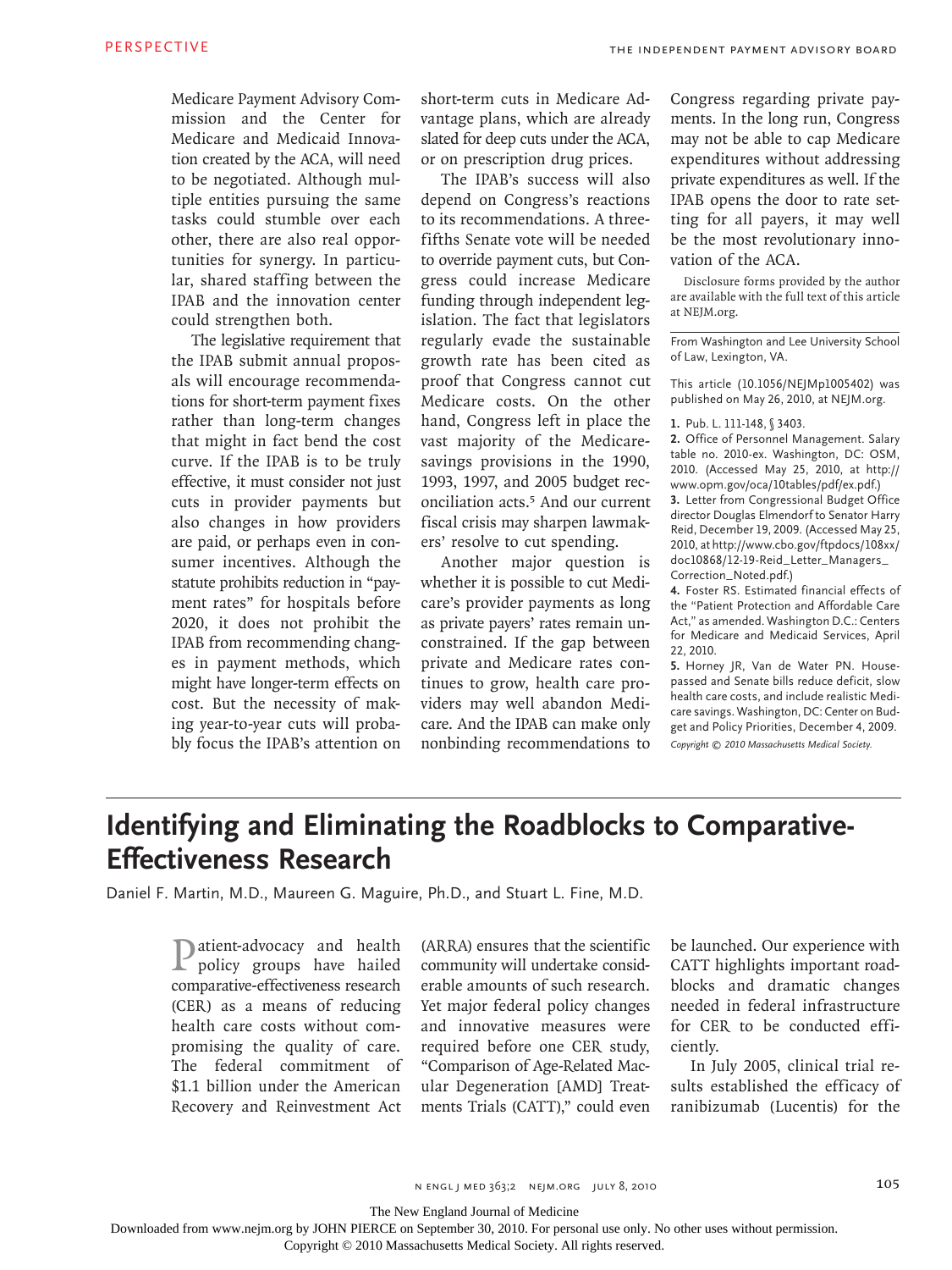Medicare Payment Advisory Commission and the Center for Medicare and Medicaid Innovation created by the ACA, will need to be negotiated. Although multiple entities pursuing the same tasks could stumble over each other, there are also real opportunities for synergy. In particular, shared staffing between the IPAB and the innovation center could strengthen both.

The legislative requirement that the IPAB submit annual proposals will encourage recommendations for short-term payment fixes rather than long-term changes that might in fact bend the cost curve. If the IPAB is to be truly effective, it must consider not just cuts in provider payments but also changes in how providers are paid, or perhaps even in consumer incentives. Although the statute prohibits reduction in "payment rates" for hospitals before 2020, it does not prohibit the IPAB from recommending changes in payment methods, which might have longer-term effects on cost. But the necessity of making year-to-year cuts will probably focus the IPAB's attention on short-term cuts in Medicare Advantage plans, which are already slated for deep cuts under the ACA, or on prescription drug prices.

The IPAB's success will also depend on Congress's reactions to its recommendations. A three-fifths Senate vote will be needed to override payment cuts, but Congress could increase Medicare funding through independent legislation. The fact that legislators regularly evade the sustainable growth rate has been cited as proof that Congress cannot cut Medicare costs. On the other hand, Congress left in place the vast majority of the Medicare-savings provisions in the 1990, 1993, 1997, and 2005 budget reconciliation acts.[5] And our current fiscal crisis may sharpen lawmakers' resolve to cut spending.

Another major question is whether it is possible to cut Medicare's provider payments as long as private payers' rates remain unconstrained. If the gap between private and Medicare rates continues to grow, health care providers may well abandon Medicare. And the IPAB can make only nonbinding recommendations to Congress regarding private payments. In the long run, Congress may not be able to cap Medicare expenditures without addressing private expenditures as well. If the IPAB opens the door to rate setting for all payers, it may well be the most revolutionary innovation of the ACA.

Disclosure forms provided by the author are available with the full text of this article at NEJM.org.

From Washington and Lee University School of Law, Lexington, VA.

This article (10.1056/NEJMp1005402) was published on May 26, 2010, at NEJM.org.

1. Pub. L. 111-148, § 3403.
2. Office of Personnel Management. Salary table no. 2010-ex. Washington, DC: OSM, 2010. (Accessed May 25, 2010, at http://www.opm.gov/oca/10tables/pdf/ex.pdf.)
3. Letter from Congressional Budget Office director Douglas Elmendorf to Senator Harry Reid, December 19, 2009. (Accessed May 25, 2010, at http://www.cbo.gov/ftpdocs/108xx/doc10868/12-19-Reid_Letter_Managers_Correction_Noted.pdf.)
4. Foster RS. Estimated financial effects of the "Patient Protection and Affordable Care Act," as amended. Washington D.C.: Centers for Medicare and Medicaid Services, April 22, 2010.
5. Horney JR, Van de Water PN. House-passed and Senate bills reduce deficit, slow health care costs, and include realistic Medicare savings. Washington, DC: Center on Budget and Policy Priorities, December 4, 2009.

*Copyright © 2010 Massachusetts Medical Society.*

# Identifying and Eliminating the Roadblocks to Comparative-Effectiveness Research

Daniel F. Martin, M.D., Maureen G. Maguire, Ph.D., and Stuart L. Fine, M.D.

Patient-advocacy and health policy groups have hailed comparative-effectiveness research (CER) as a means of reducing health care costs without compromising the quality of care. The federal commitment of $1.1 billion under the American Recovery and Reinvestment Act (ARRA) ensures that the scientific community will undertake considerable amounts of such research. Yet major federal policy changes and innovative measures were required before one CER study, "Comparison of Age-Related Macular Degeneration [AMD] Treatments Trials (CATT)," could even be launched. Our experience with CATT highlights important roadblocks and dramatic changes needed in federal infrastructure for CER to be conducted efficiently.

In July 2005, clinical trial results established the efficacy of ranibizumab (Lucentis) for the